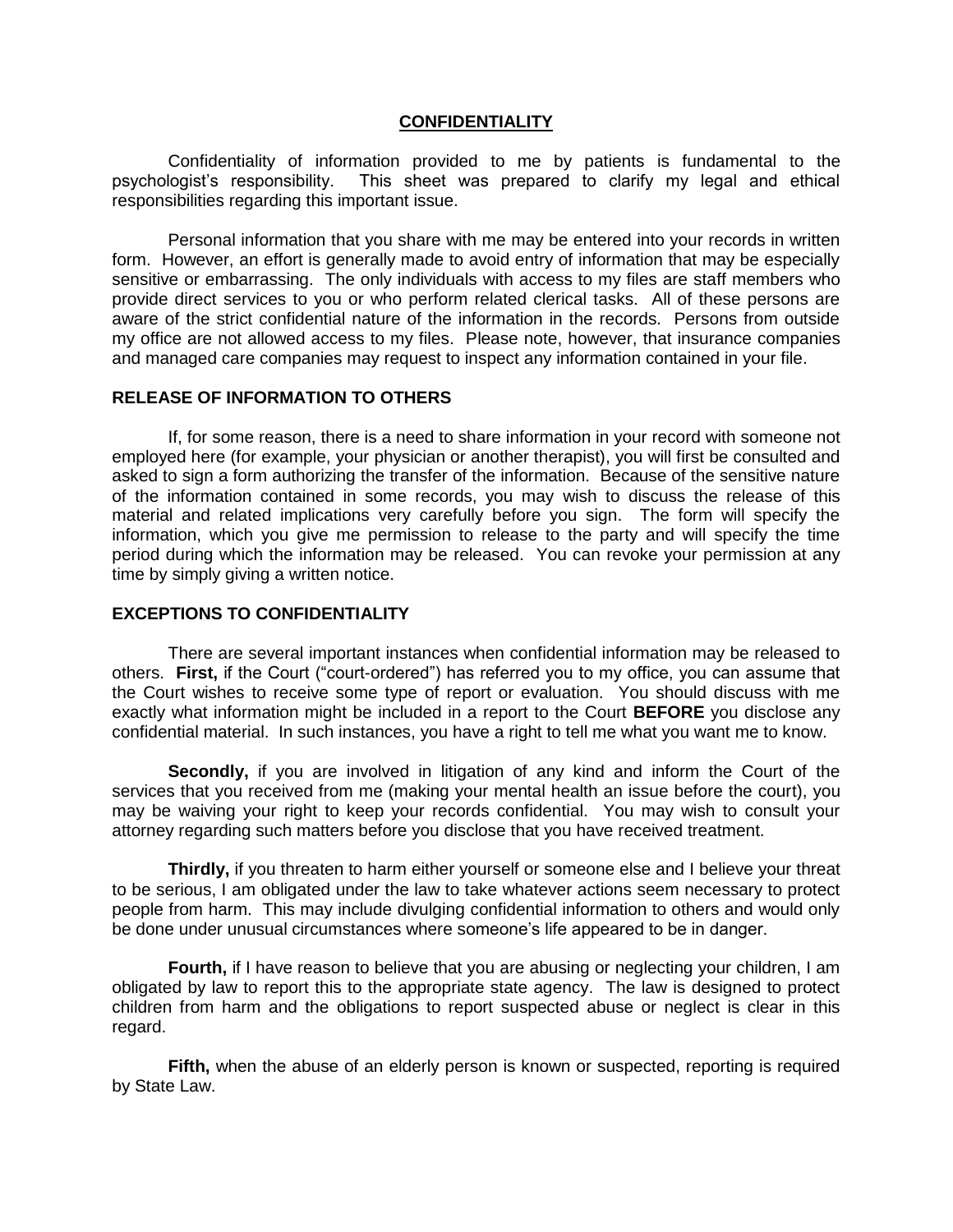# **CONFIDENTIALITY**

Confidentiality of information provided to me by patients is fundamental to the psychologist's responsibility. This sheet was prepared to clarify my legal and ethical responsibilities regarding this important issue.

Personal information that you share with me may be entered into your records in written form. However, an effort is generally made to avoid entry of information that may be especially sensitive or embarrassing. The only individuals with access to my files are staff members who provide direct services to you or who perform related clerical tasks. All of these persons are aware of the strict confidential nature of the information in the records. Persons from outside my office are not allowed access to my files. Please note, however, that insurance companies and managed care companies may request to inspect any information contained in your file.

## RELEASE OF INFORMATION TO OTHERS

If, for some reason, there is a need to share information in your record with someone not employed here (for example, your physician or another therapist), you will first be consulted and asked to sign a form authorizing the transfer of the information. Because of the sensitive nature of the information contained in some records, you may wish to discuss the release of this material and related implications very carefully before you sign. The form will specify the information, which you give me permission to release to the party and will specify the time period during which the information may be released. You can revoke your permission at any time by simply giving a written notice.

## EXCEPTIONS TO CONFIDENTIALITY

There are several important instances when confidential information may be released to others. **First,** if the Court ("court-ordered") has referred you to my office, you can assume that the Court wishes to receive some type of report or evaluation. You should discuss with me exactly what information might be included in a report to the Court **BEFORE** you disclose any confidential material. In such instances, you have a right to tell me what you want me to know.

**Secondly,** if you are involved in litigation of any kind and inform the Court of the services that you received from me (making your mental health an issue before the court), you may be waiving your right to keep your records confidential. You may wish to consult your attorney regarding such matters before you disclose that you have received treatment.

**Thirdly,** if you threaten to harm either yourself or someone else and I believe your threat to be serious, I am obligated under the law to take whatever actions seem necessary to protect people from harm. This may include divulging confidential information to others and would only be done under unusual circumstances where someone's life appeared to be in danger.

**Fourth,** if I have reason to believe that you are abusing or neglecting your children, I am obligated by law to report this to the appropriate state agency. The law is designed to protect children from harm and the obligations to report suspected abuse or neglect is clear in this regard.

**Fifth,** when the abuse of an elderly person is known or suspected, reporting is required by State Law.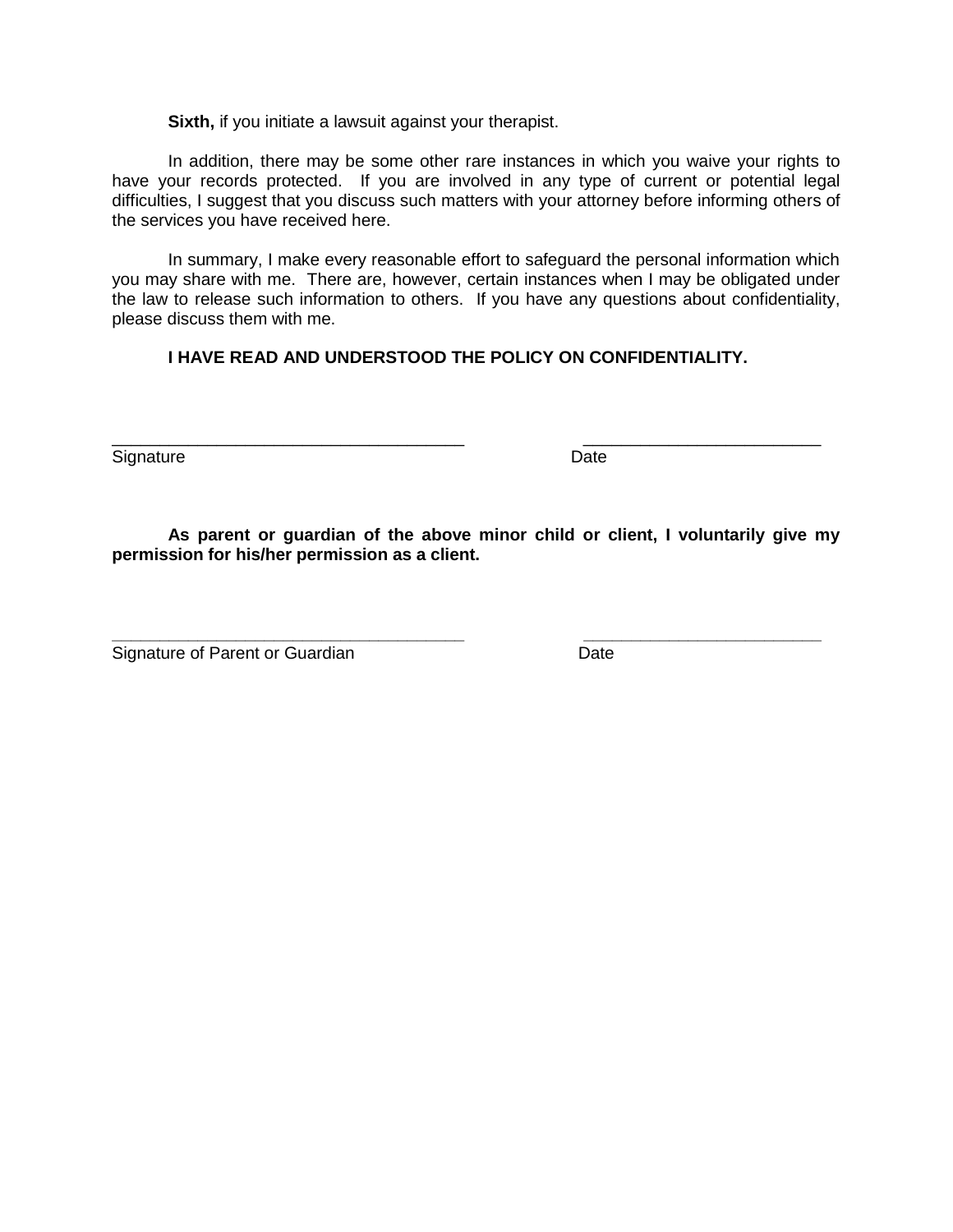**Sixth,** if you initiate a lawsuit against your therapist.

In addition, there may be some other rare instances in which you waive your rights to have your records protected. If you are involved in any type of current or potential legal difficulties, I suggest that you discuss such matters with your attorney before informing others of the services you have received here.

In summary, I make every reasonable effort to safeguard the personal information which you may share with me. There are, however, certain instances when I may be obligated under the law to release such information to others. If you have any questions about confidentiality, please discuss them with me.

**I HAVE READ AND UNDERSTOOD THE POLICY ON CONFIDENTIALITY.**

_____________________________________ _________________________

Signature Date

**As parent or guardian of the above minor child or client, I voluntarily give my permission for his/her permission as a client.**

_____________________________________ _________________________

Signature of Parent or Guardian Date